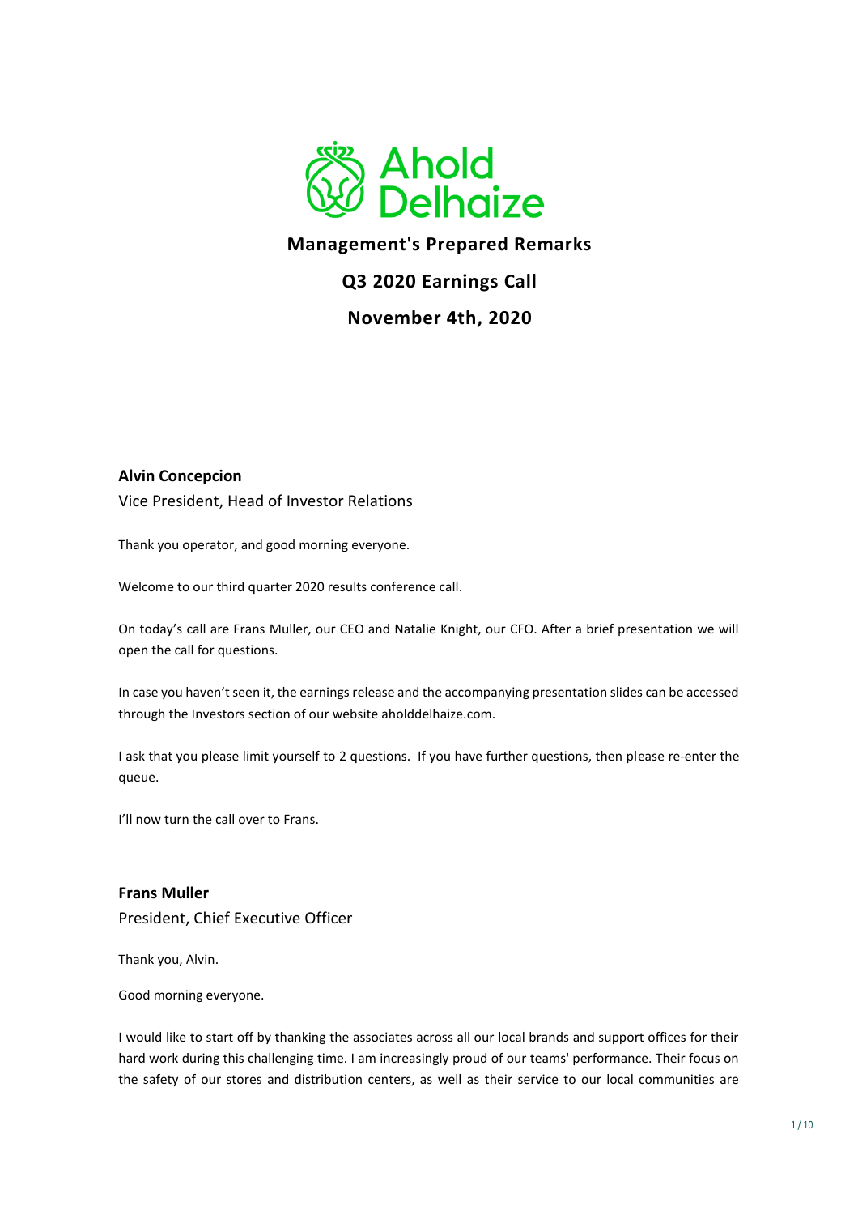Ahold Delhaize

# Management's Prepared Remarks

## Q3 2020 Earnings Call

## November 4th, 2020

**Alvin Concepcion**

Vice President, Head of Investor Relations

Thank you operator, and good morning everyone.

Welcome to our third quarter 2020 results conference call.

On today's call are Frans Muller, our CEO and Natalie Knight, our CFO. After a brief presentation we will open the call for questions.

In case you haven't seen it, the earnings release and the accompanying presentation slides can be accessed through the Investors section of our website aholddelhaize.com.

I ask that you please limit yourself to 2 questions. If you have further questions, then please re-enter the queue.

I'll now turn the call over to Frans.

**Frans Muller**

President, Chief Executive Officer

Thank you, Alvin.

Good morning everyone.

I would like to start off by thanking the associates across all our local brands and support offices for their hard work during this challenging time. I am increasingly proud of our teams' performance. Their focus on the safety of our stores and distribution centers, as well as their service to our local communities are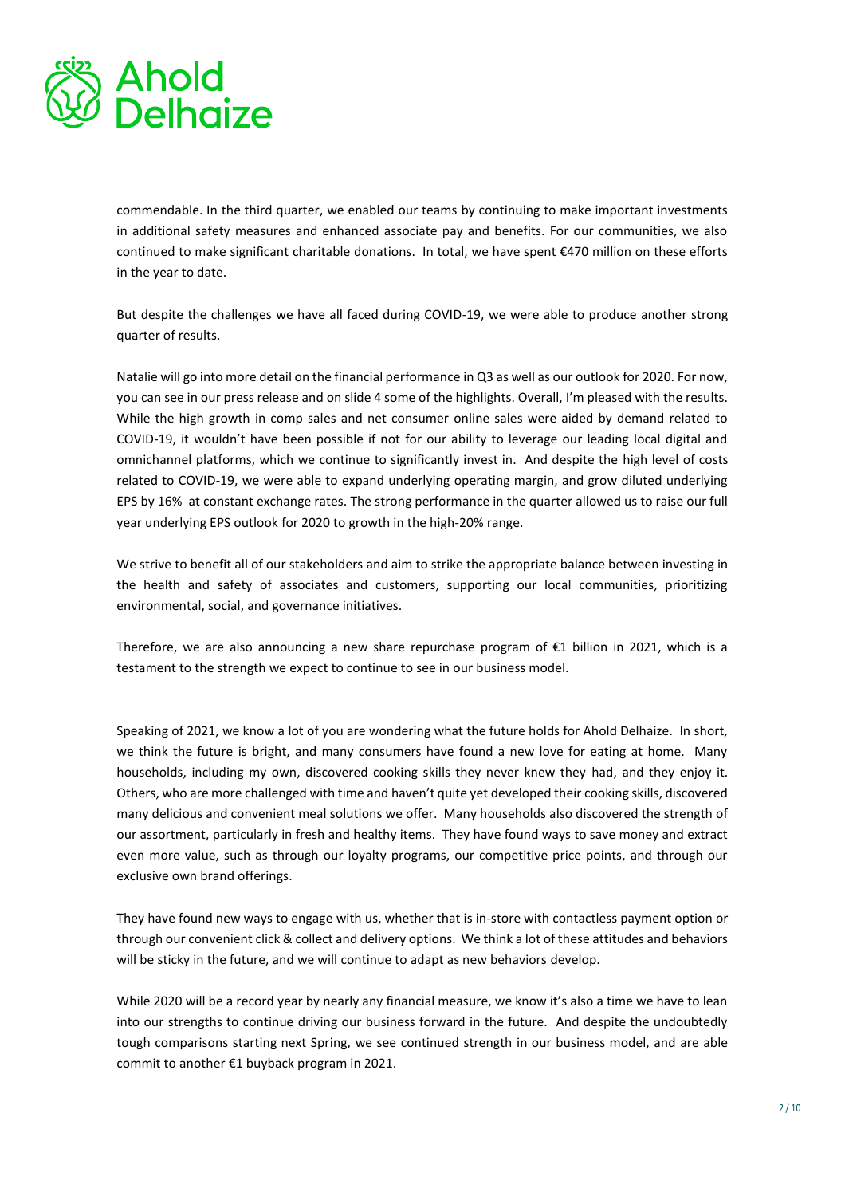commendable. In the third quarter, we enabled our teams by continuing to make important investments in additional safety measures and enhanced associate pay and benefits. For our communities, we also continued to make significant charitable donations. In total, we have spent €470 million on these efforts in the year to date.

But despite the challenges we have all faced during COVID-19, we were able to produce another strong quarter of results.

Natalie will go into more detail on the financial performance in Q3 as well as our outlook for 2020. For now, you can see in our press release and on slide 4 some of the highlights. Overall, I'm pleased with the results. While the high growth in comp sales and net consumer online sales were aided by demand related to COVID-19, it wouldn't have been possible if not for our ability to leverage our leading local digital and omnichannel platforms, which we continue to significantly invest in. And despite the high level of costs related to COVID-19, we were able to expand underlying operating margin, and grow diluted underlying EPS by 16% at constant exchange rates. The strong performance in the quarter allowed us to raise our full year underlying EPS outlook for 2020 to growth in the high-20% range.

We strive to benefit all of our stakeholders and aim to strike the appropriate balance between investing in the health and safety of associates and customers, supporting our local communities, prioritizing environmental, social, and governance initiatives.

Therefore, we are also announcing a new share repurchase program of €1 billion in 2021, which is a testament to the strength we expect to continue to see in our business model.

Speaking of 2021, we know a lot of you are wondering what the future holds for Ahold Delhaize. In short, we think the future is bright, and many consumers have found a new love for eating at home. Many households, including my own, discovered cooking skills they never knew they had, and they enjoy it. Others, who are more challenged with time and haven't quite yet developed their cooking skills, discovered many delicious and convenient meal solutions we offer. Many households also discovered the strength of our assortment, particularly in fresh and healthy items. They have found ways to save money and extract even more value, such as through our loyalty programs, our competitive price points, and through our exclusive own brand offerings.

They have found new ways to engage with us, whether that is in-store with contactless payment option or through our convenient click & collect and delivery options. We think a lot of these attitudes and behaviors will be sticky in the future, and we will continue to adapt as new behaviors develop.

While 2020 will be a record year by nearly any financial measure, we know it's also a time we have to lean into our strengths to continue driving our business forward in the future. And despite the undoubtedly tough comparisons starting next Spring, we see continued strength in our business model, and are able commit to another €1 buyback program in 2021.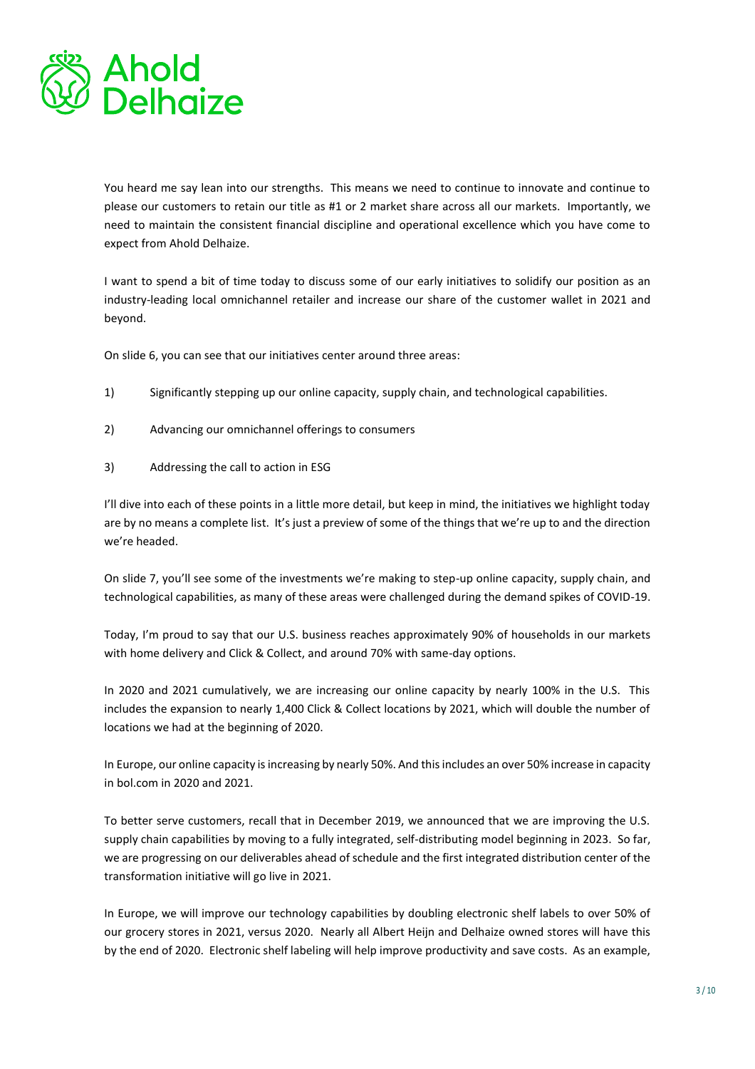You heard me say lean into our strengths. This means we need to continue to innovate and continue to please our customers to retain our title as #1 or 2 market share across all our markets. Importantly, we need to maintain the consistent financial discipline and operational excellence which you have come to expect from Ahold Delhaize.

I want to spend a bit of time today to discuss some of our early initiatives to solidify our position as an industry-leading local omnichannel retailer and increase our share of the customer wallet in 2021 and beyond.

On slide 6, you can see that our initiatives center around three areas:

1) Significantly stepping up our online capacity, supply chain, and technological capabilities.

2) Advancing our omnichannel offerings to consumers

3) Addressing the call to action in ESG

I'll dive into each of these points in a little more detail, but keep in mind, the initiatives we highlight today are by no means a complete list. It's just a preview of some of the things that we're up to and the direction we're headed.

On slide 7, you'll see some of the investments we're making to step-up online capacity, supply chain, and technological capabilities, as many of these areas were challenged during the demand spikes of COVID-19.

Today, I'm proud to say that our U.S. business reaches approximately 90% of households in our markets with home delivery and Click & Collect, and around 70% with same-day options.

In 2020 and 2021 cumulatively, we are increasing our online capacity by nearly 100% in the U.S. This includes the expansion to nearly 1,400 Click & Collect locations by 2021, which will double the number of locations we had at the beginning of 2020.

In Europe, our online capacity is increasing by nearly 50%. And this includes an over 50% increase in capacity in bol.com in 2020 and 2021.

To better serve customers, recall that in December 2019, we announced that we are improving the U.S. supply chain capabilities by moving to a fully integrated, self-distributing model beginning in 2023. So far, we are progressing on our deliverables ahead of schedule and the first integrated distribution center of the transformation initiative will go live in 2021.

In Europe, we will improve our technology capabilities by doubling electronic shelf labels to over 50% of our grocery stores in 2021, versus 2020. Nearly all Albert Heijn and Delhaize owned stores will have this by the end of 2020. Electronic shelf labeling will help improve productivity and save costs. As an example,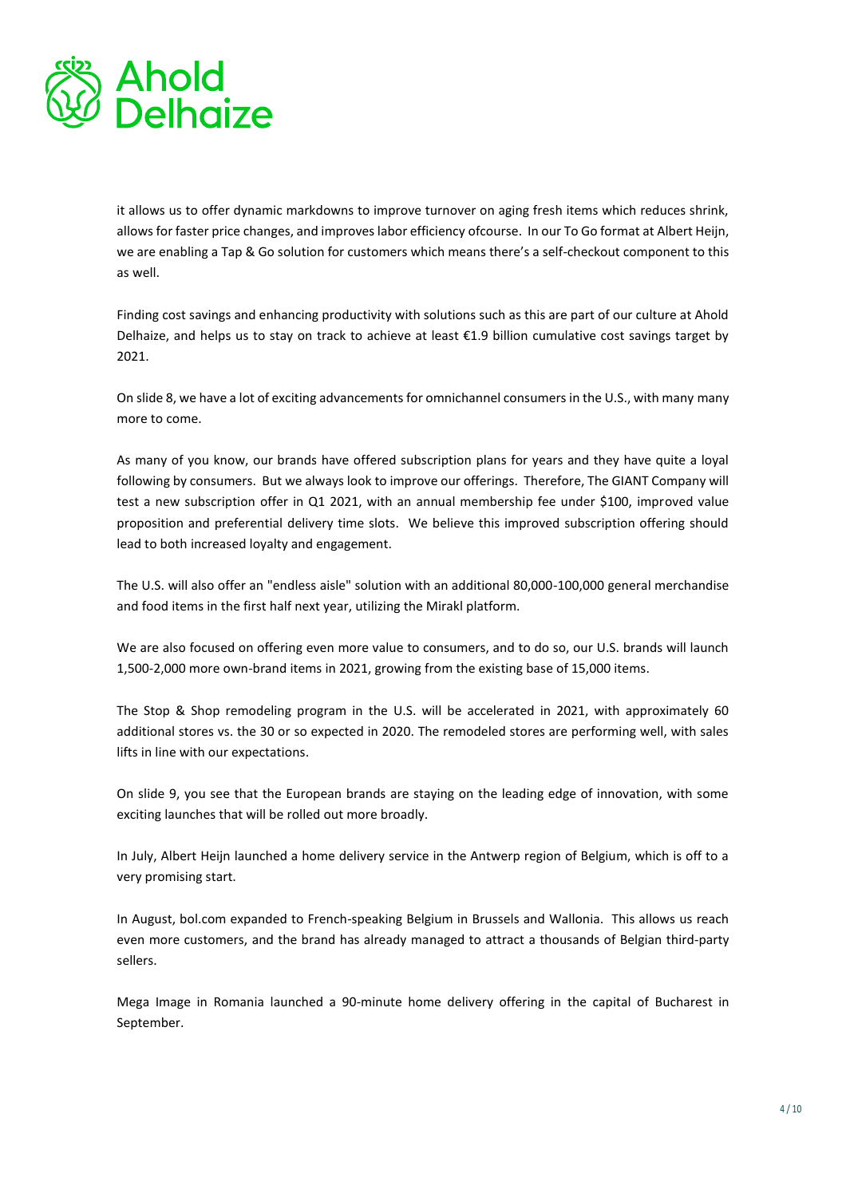it allows us to offer dynamic markdowns to improve turnover on aging fresh items which reduces shrink, allows for faster price changes, and improves labor efficiency ofcourse. In our To Go format at Albert Heijn, we are enabling a Tap & Go solution for customers which means there's a self-checkout component to this as well.

Finding cost savings and enhancing productivity with solutions such as this are part of our culture at Ahold Delhaize, and helps us to stay on track to achieve at least €1.9 billion cumulative cost savings target by 2021.

On slide 8, we have a lot of exciting advancements for omnichannel consumers in the U.S., with many many more to come.

As many of you know, our brands have offered subscription plans for years and they have quite a loyal following by consumers. But we always look to improve our offerings. Therefore, The GIANT Company will test a new subscription offer in Q1 2021, with an annual membership fee under $100, improved value proposition and preferential delivery time slots. We believe this improved subscription offering should lead to both increased loyalty and engagement.

The U.S. will also offer an "endless aisle" solution with an additional 80,000-100,000 general merchandise and food items in the first half next year, utilizing the Mirakl platform.

We are also focused on offering even more value to consumers, and to do so, our U.S. brands will launch 1,500-2,000 more own-brand items in 2021, growing from the existing base of 15,000 items.

The Stop & Shop remodeling program in the U.S. will be accelerated in 2021, with approximately 60 additional stores vs. the 30 or so expected in 2020. The remodeled stores are performing well, with sales lifts in line with our expectations.

On slide 9, you see that the European brands are staying on the leading edge of innovation, with some exciting launches that will be rolled out more broadly.

In July, Albert Heijn launched a home delivery service in the Antwerp region of Belgium, which is off to a very promising start.

In August, bol.com expanded to French-speaking Belgium in Brussels and Wallonia. This allows us reach even more customers, and the brand has already managed to attract a thousands of Belgian third-party sellers.

Mega Image in Romania launched a 90-minute home delivery offering in the capital of Bucharest in September.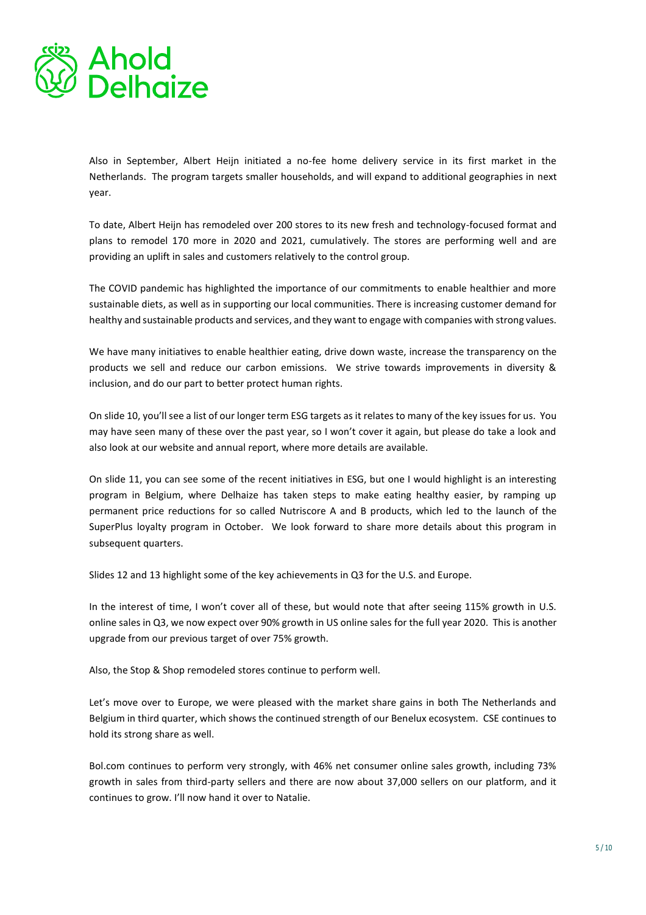Also in September, Albert Heijn initiated a no-fee home delivery service in its first market in the Netherlands. The program targets smaller households, and will expand to additional geographies in next year.

To date, Albert Heijn has remodeled over 200 stores to its new fresh and technology-focused format and plans to remodel 170 more in 2020 and 2021, cumulatively. The stores are performing well and are providing an uplift in sales and customers relatively to the control group.

The COVID pandemic has highlighted the importance of our commitments to enable healthier and more sustainable diets, as well as in supporting our local communities. There is increasing customer demand for healthy and sustainable products and services, and they want to engage with companies with strong values.

We have many initiatives to enable healthier eating, drive down waste, increase the transparency on the products we sell and reduce our carbon emissions. We strive towards improvements in diversity & inclusion, and do our part to better protect human rights.

On slide 10, you'll see a list of our longer term ESG targets as it relates to many of the key issues for us. You may have seen many of these over the past year, so I won't cover it again, but please do take a look and also look at our website and annual report, where more details are available.

On slide 11, you can see some of the recent initiatives in ESG, but one I would highlight is an interesting program in Belgium, where Delhaize has taken steps to make eating healthy easier, by ramping up permanent price reductions for so called Nutriscore A and B products, which led to the launch of the SuperPlus loyalty program in October. We look forward to share more details about this program in subsequent quarters.

Slides 12 and 13 highlight some of the key achievements in Q3 for the U.S. and Europe.

In the interest of time, I won't cover all of these, but would note that after seeing 115% growth in U.S. online sales in Q3, we now expect over 90% growth in US online sales for the full year 2020. This is another upgrade from our previous target of over 75% growth.

Also, the Stop & Shop remodeled stores continue to perform well.

Let's move over to Europe, we were pleased with the market share gains in both The Netherlands and Belgium in third quarter, which shows the continued strength of our Benelux ecosystem. CSE continues to hold its strong share as well.

Bol.com continues to perform very strongly, with 46% net consumer online sales growth, including 73% growth in sales from third-party sellers and there are now about 37,000 sellers on our platform, and it continues to grow. I'll now hand it over to Natalie.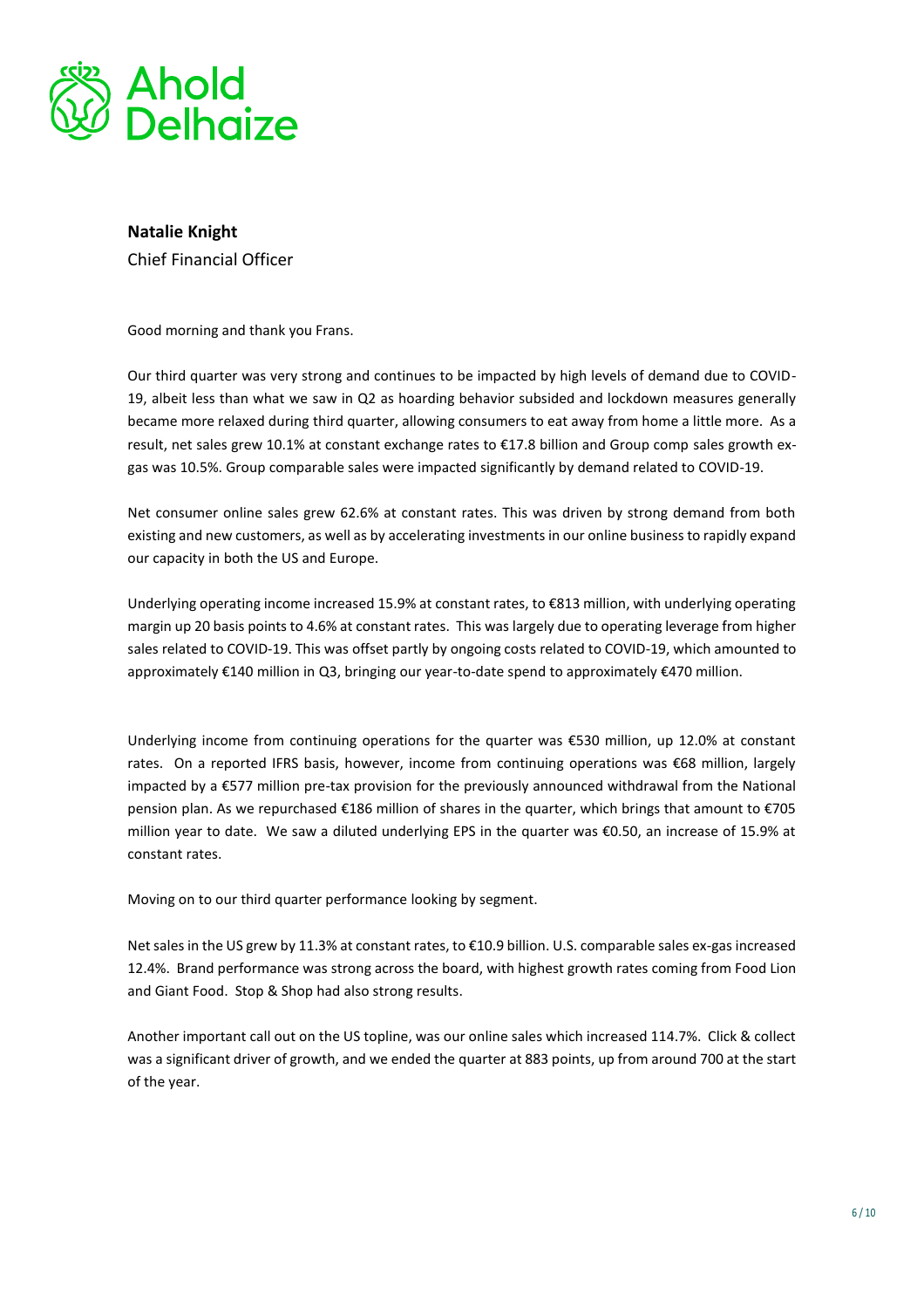**Natalie Knight**

Chief Financial Officer

Good morning and thank you Frans.

Our third quarter was very strong and continues to be impacted by high levels of demand due to COVID-19, albeit less than what we saw in Q2 as hoarding behavior subsided and lockdown measures generally became more relaxed during third quarter, allowing consumers to eat away from home a little more. As a result, net sales grew 10.1% at constant exchange rates to €17.8 billion and Group comp sales growth ex-gas was 10.5%. Group comparable sales were impacted significantly by demand related to COVID-19.

Net consumer online sales grew 62.6% at constant rates. This was driven by strong demand from both existing and new customers, as well as by accelerating investments in our online business to rapidly expand our capacity in both the US and Europe.

Underlying operating income increased 15.9% at constant rates, to €813 million, with underlying operating margin up 20 basis points to 4.6% at constant rates. This was largely due to operating leverage from higher sales related to COVID-19. This was offset partly by ongoing costs related to COVID-19, which amounted to approximately €140 million in Q3, bringing our year-to-date spend to approximately €470 million.

Underlying income from continuing operations for the quarter was €530 million, up 12.0% at constant rates. On a reported IFRS basis, however, income from continuing operations was €68 million, largely impacted by a €577 million pre-tax provision for the previously announced withdrawal from the National pension plan. As we repurchased €186 million of shares in the quarter, which brings that amount to €705 million year to date. We saw a diluted underlying EPS in the quarter was €0.50, an increase of 15.9% at constant rates.

Moving on to our third quarter performance looking by segment.

Net sales in the US grew by 11.3% at constant rates, to €10.9 billion. U.S. comparable sales ex-gas increased 12.4%. Brand performance was strong across the board, with highest growth rates coming from Food Lion and Giant Food. Stop & Shop had also strong results.

Another important call out on the US topline, was our online sales which increased 114.7%. Click & collect was a significant driver of growth, and we ended the quarter at 883 points, up from around 700 at the start of the year.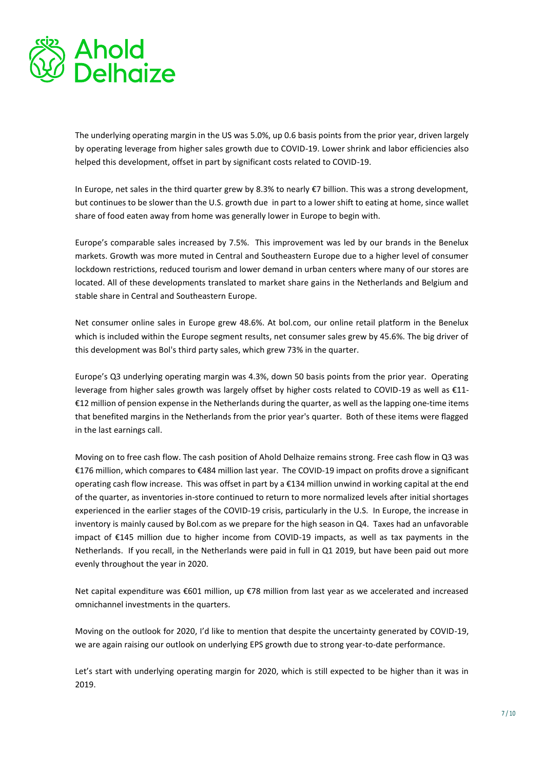The underlying operating margin in the US was 5.0%, up 0.6 basis points from the prior year, driven largely by operating leverage from higher sales growth due to COVID-19. Lower shrink and labor efficiencies also helped this development, offset in part by significant costs related to COVID-19.

In Europe, net sales in the third quarter grew by 8.3% to nearly €7 billion. This was a strong development, but continues to be slower than the U.S. growth due in part to a lower shift to eating at home, since wallet share of food eaten away from home was generally lower in Europe to begin with.

Europe's comparable sales increased by 7.5%. This improvement was led by our brands in the Benelux markets. Growth was more muted in Central and Southeastern Europe due to a higher level of consumer lockdown restrictions, reduced tourism and lower demand in urban centers where many of our stores are located. All of these developments translated to market share gains in the Netherlands and Belgium and stable share in Central and Southeastern Europe.

Net consumer online sales in Europe grew 48.6%. At bol.com, our online retail platform in the Benelux which is included within the Europe segment results, net consumer sales grew by 45.6%. The big driver of this development was Bol's third party sales, which grew 73% in the quarter.

Europe's Q3 underlying operating margin was 4.3%, down 50 basis points from the prior year. Operating leverage from higher sales growth was largely offset by higher costs related to COVID-19 as well as €11-€12 million of pension expense in the Netherlands during the quarter, as well as the lapping one-time items that benefited margins in the Netherlands from the prior year's quarter. Both of these items were flagged in the last earnings call.

Moving on to free cash flow. The cash position of Ahold Delhaize remains strong. Free cash flow in Q3 was €176 million, which compares to €484 million last year. The COVID-19 impact on profits drove a significant operating cash flow increase. This was offset in part by a €134 million unwind in working capital at the end of the quarter, as inventories in-store continued to return to more normalized levels after initial shortages experienced in the earlier stages of the COVID-19 crisis, particularly in the U.S. In Europe, the increase in inventory is mainly caused by Bol.com as we prepare for the high season in Q4. Taxes had an unfavorable impact of €145 million due to higher income from COVID-19 impacts, as well as tax payments in the Netherlands. If you recall, in the Netherlands were paid in full in Q1 2019, but have been paid out more evenly throughout the year in 2020.

Net capital expenditure was €601 million, up €78 million from last year as we accelerated and increased omnichannel investments in the quarters.

Moving on the outlook for 2020, I'd like to mention that despite the uncertainty generated by COVID-19, we are again raising our outlook on underlying EPS growth due to strong year-to-date performance.

Let's start with underlying operating margin for 2020, which is still expected to be higher than it was in 2019.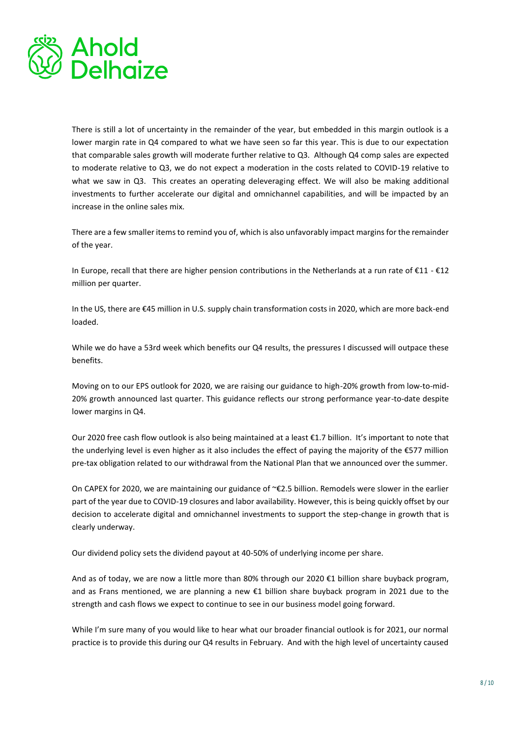There is still a lot of uncertainty in the remainder of the year, but embedded in this margin outlook is a lower margin rate in Q4 compared to what we have seen so far this year. This is due to our expectation that comparable sales growth will moderate further relative to Q3. Although Q4 comp sales are expected to moderate relative to Q3, we do not expect a moderation in the costs related to COVID-19 relative to what we saw in Q3. This creates an operating deleveraging effect. We will also be making additional investments to further accelerate our digital and omnichannel capabilities, and will be impacted by an increase in the online sales mix.

There are a few smaller items to remind you of, which is also unfavorably impact margins for the remainder of the year.

In Europe, recall that there are higher pension contributions in the Netherlands at a run rate of €11 - €12 million per quarter.

In the US, there are €45 million in U.S. supply chain transformation costs in 2020, which are more back-end loaded.

While we do have a 53rd week which benefits our Q4 results, the pressures I discussed will outpace these benefits.

Moving on to our EPS outlook for 2020, we are raising our guidance to high-20% growth from low-to-mid-20% growth announced last quarter. This guidance reflects our strong performance year-to-date despite lower margins in Q4.

Our 2020 free cash flow outlook is also being maintained at a least €1.7 billion. It's important to note that the underlying level is even higher as it also includes the effect of paying the majority of the €577 million pre-tax obligation related to our withdrawal from the National Plan that we announced over the summer.

On CAPEX for 2020, we are maintaining our guidance of ~€2.5 billion. Remodels were slower in the earlier part of the year due to COVID-19 closures and labor availability. However, this is being quickly offset by our decision to accelerate digital and omnichannel investments to support the step-change in growth that is clearly underway.

Our dividend policy sets the dividend payout at 40-50% of underlying income per share.

And as of today, we are now a little more than 80% through our 2020 €1 billion share buyback program, and as Frans mentioned, we are planning a new €1 billion share buyback program in 2021 due to the strength and cash flows we expect to continue to see in our business model going forward.

While I'm sure many of you would like to hear what our broader financial outlook is for 2021, our normal practice is to provide this during our Q4 results in February. And with the high level of uncertainty caused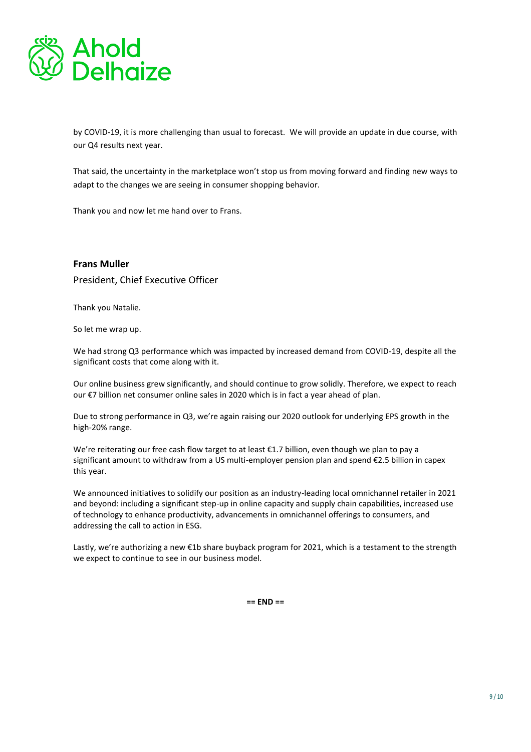by COVID-19, it is more challenging than usual to forecast. We will provide an update in due course, with our Q4 results next year.

That said, the uncertainty in the marketplace won't stop us from moving forward and finding new ways to adapt to the changes we are seeing in consumer shopping behavior.

Thank you and now let me hand over to Frans.

**Frans Muller**

President, Chief Executive Officer

Thank you Natalie.

So let me wrap up.

We had strong Q3 performance which was impacted by increased demand from COVID-19, despite all the significant costs that come along with it.

Our online business grew significantly, and should continue to grow solidly. Therefore, we expect to reach our €7 billion net consumer online sales in 2020 which is in fact a year ahead of plan.

Due to strong performance in Q3, we're again raising our 2020 outlook for underlying EPS growth in the high-20% range.

We're reiterating our free cash flow target to at least €1.7 billion, even though we plan to pay a significant amount to withdraw from a US multi-employer pension plan and spend €2.5 billion in capex this year.

We announced initiatives to solidify our position as an industry-leading local omnichannel retailer in 2021 and beyond: including a significant step-up in online capacity and supply chain capabilities, increased use of technology to enhance productivity, advancements in omnichannel offerings to consumers, and addressing the call to action in ESG.

Lastly, we're authorizing a new €1b share buyback program for 2021, which is a testament to the strength we expect to continue to see in our business model.

**== END ==**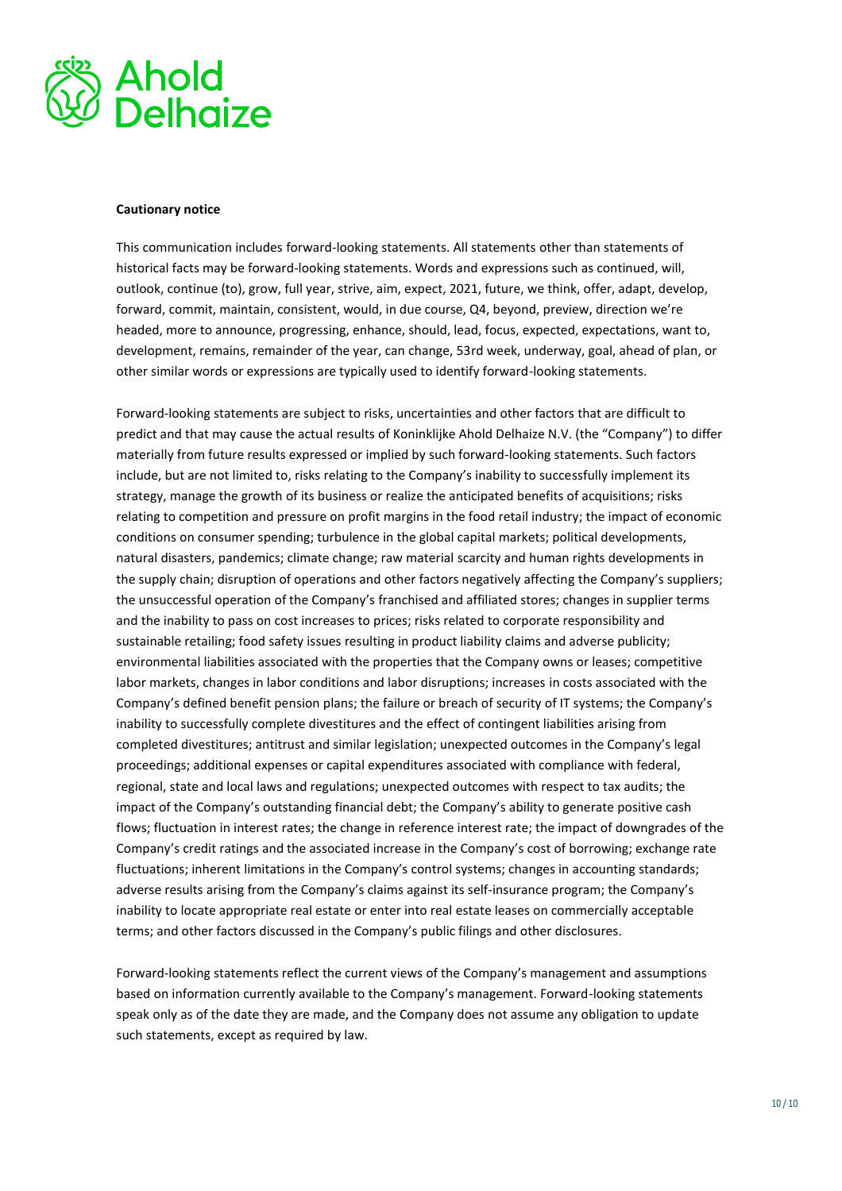**Cautionary notice**

This communication includes forward-looking statements. All statements other than statements of historical facts may be forward-looking statements. Words and expressions such as continued, will, outlook, continue (to), grow, full year, strive, aim, expect, 2021, future, we think, offer, adapt, develop, forward, commit, maintain, consistent, would, in due course, Q4, beyond, preview, direction we're headed, more to announce, progressing, enhance, should, lead, focus, expected, expectations, want to, development, remains, remainder of the year, can change, 53rd week, underway, goal, ahead of plan, or other similar words or expressions are typically used to identify forward-looking statements.

Forward-looking statements are subject to risks, uncertainties and other factors that are difficult to predict and that may cause the actual results of Koninklijke Ahold Delhaize N.V. (the "Company") to differ materially from future results expressed or implied by such forward-looking statements. Such factors include, but are not limited to, risks relating to the Company's inability to successfully implement its strategy, manage the growth of its business or realize the anticipated benefits of acquisitions; risks relating to competition and pressure on profit margins in the food retail industry; the impact of economic conditions on consumer spending; turbulence in the global capital markets; political developments, natural disasters, pandemics; climate change; raw material scarcity and human rights developments in the supply chain; disruption of operations and other factors negatively affecting the Company's suppliers; the unsuccessful operation of the Company's franchised and affiliated stores; changes in supplier terms and the inability to pass on cost increases to prices; risks related to corporate responsibility and sustainable retailing; food safety issues resulting in product liability claims and adverse publicity; environmental liabilities associated with the properties that the Company owns or leases; competitive labor markets, changes in labor conditions and labor disruptions; increases in costs associated with the Company's defined benefit pension plans; the failure or breach of security of IT systems; the Company's inability to successfully complete divestitures and the effect of contingent liabilities arising from completed divestitures; antitrust and similar legislation; unexpected outcomes in the Company's legal proceedings; additional expenses or capital expenditures associated with compliance with federal, regional, state and local laws and regulations; unexpected outcomes with respect to tax audits; the impact of the Company's outstanding financial debt; the Company's ability to generate positive cash flows; fluctuation in interest rates; the change in reference interest rate; the impact of downgrades of the Company's credit ratings and the associated increase in the Company's cost of borrowing; exchange rate fluctuations; inherent limitations in the Company's control systems; changes in accounting standards; adverse results arising from the Company's claims against its self-insurance program; the Company's inability to locate appropriate real estate or enter into real estate leases on commercially acceptable terms; and other factors discussed in the Company's public filings and other disclosures.

Forward-looking statements reflect the current views of the Company's management and assumptions based on information currently available to the Company's management. Forward-looking statements speak only as of the date they are made, and the Company does not assume any obligation to update such statements, except as required by law.